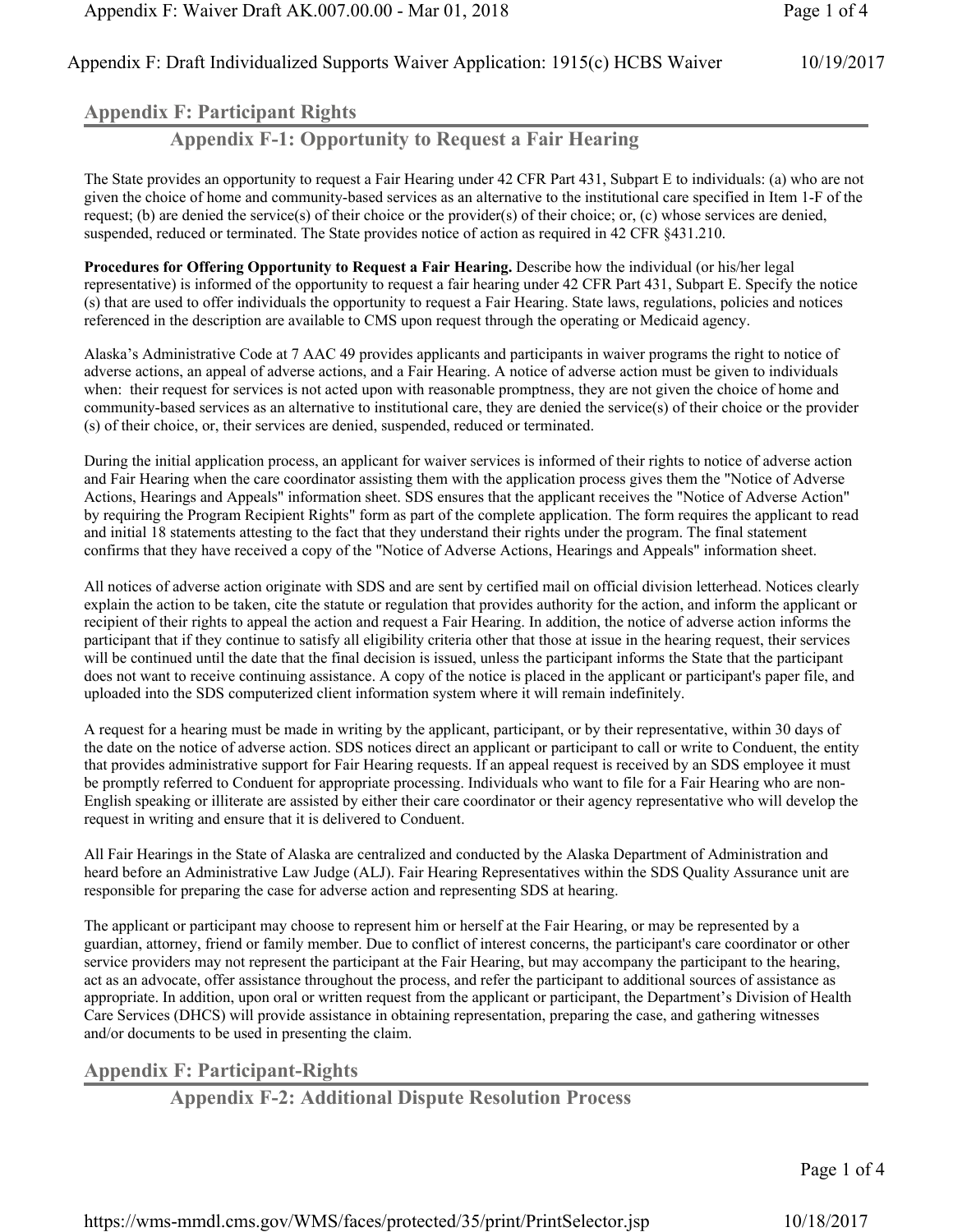## Appendix F: Participant Rights

### Appendix F-1: Opportunity to Request a Fair Hearing

The State provides an opportunity to request a Fair Hearing under 42 CFR Part 431, Subpart E to individuals: (a) who are not given the choice of home and community-based services as an alternative to the institutional care specified in Item 1-F of the request; (b) are denied the service(s) of their choice or the provider(s) of their choice; or, (c) whose services are denied, suspended, reduced or terminated. The State provides notice of action as required in 42 CFR §431.210.

**Procedures for Offering Opportunity to Request a Fair Hearing.** Describe how the individual (or his/her legal representative) is informed of the opportunity to request a fair hearing under 42 CFR Part 431, Subpart E. Specify the notice (s) that are used to offer individuals the opportunity to request a Fair Hearing. State laws, regulations, policies and notices referenced in the description are available to CMS upon request through the operating or Medicaid agency.

Alaska's Administrative Code at 7 AAC 49 provides applicants and participants in waiver programs the right to notice of adverse actions, an appeal of adverse actions, and a Fair Hearing. A notice of adverse action must be given to individuals when: their request for services is not acted upon with reasonable promptness, they are not given the choice of home and community-based services as an alternative to institutional care, they are denied the service(s) of their choice or the provider (s) of their choice, or, their services are denied, suspended, reduced or terminated.

During the initial application process, an applicant for waiver services is informed of their rights to notice of adverse action and Fair Hearing when the care coordinator assisting them with the application process gives them the "Notice of Adverse Actions, Hearings and Appeals" information sheet. SDS ensures that the applicant receives the "Notice of Adverse Action" by requiring the Program Recipient Rights" form as part of the complete application. The form requires the applicant to read and initial 18 statements attesting to the fact that they understand their rights under the program. The final statement confirms that they have received a copy of the "Notice of Adverse Actions, Hearings and Appeals" information sheet.

All notices of adverse action originate with SDS and are sent by certified mail on official division letterhead. Notices clearly explain the action to be taken, cite the statute or regulation that provides authority for the action, and inform the applicant or recipient of their rights to appeal the action and request a Fair Hearing. In addition, the notice of adverse action informs the participant that if they continue to satisfy all eligibility criteria other that those at issue in the hearing request, their services will be continued until the date that the final decision is issued, unless the participant informs the State that the participant does not want to receive continuing assistance. A copy of the notice is placed in the applicant or participant's paper file, and uploaded into the SDS computerized client information system where it will remain indefinitely.

A request for a hearing must be made in writing by the applicant, participant, or by their representative, within 30 days of the date on the notice of adverse action. SDS notices direct an applicant or participant to call or write to Conduent, the entity that provides administrative support for Fair Hearing requests. If an appeal request is received by an SDS employee it must be promptly referred to Conduent for appropriate processing. Individuals who want to file for a Fair Hearing who are non-English speaking or illiterate are assisted by either their care coordinator or their agency representative who will develop the request in writing and ensure that it is delivered to Conduent.

All Fair Hearings in the State of Alaska are centralized and conducted by the Alaska Department of Administration and heard before an Administrative Law Judge (ALJ). Fair Hearing Representatives within the SDS Quality Assurance unit are responsible for preparing the case for adverse action and representing SDS at hearing.

The applicant or participant may choose to represent him or herself at the Fair Hearing, or may be represented by a guardian, attorney, friend or family member. Due to conflict of interest concerns, the participant's care coordinator or other service providers may not represent the participant at the Fair Hearing, but may accompany the participant to the hearing, act as an advocate, offer assistance throughout the process, and refer the participant to additional sources of assistance as appropriate. In addition, upon oral or written request from the applicant or participant, the Department's Division of Health Care Services (DHCS) will provide assistance in obtaining representation, preparing the case, and gathering witnesses and/or documents to be used in presenting the claim.

## Appendix F: Participant-Rights

### Appendix F-2: Additional Dispute Resolution Process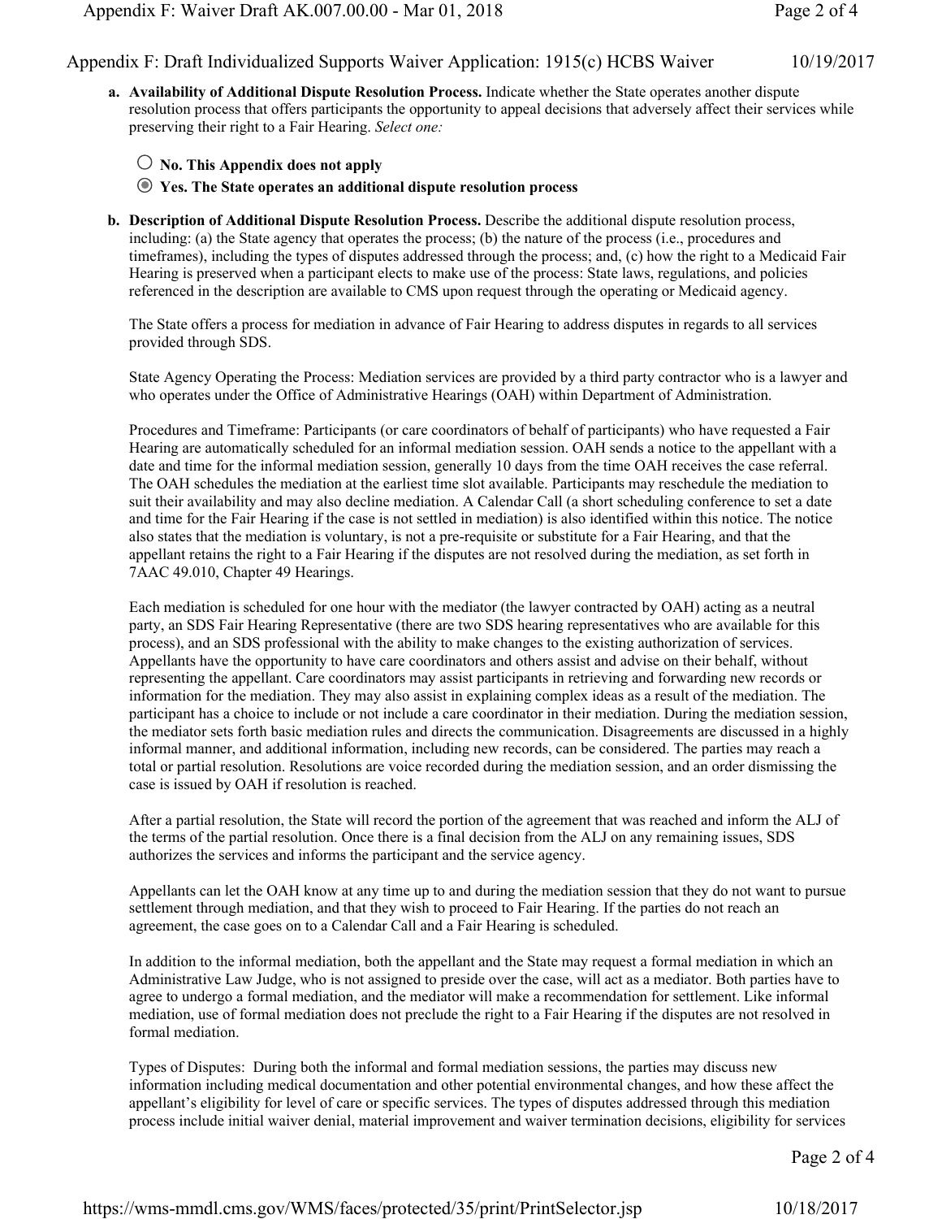**a. Availability of Additional Dispute Resolution Process.** Indicate whether the State operates another dispute resolution process that offers participants the opportunity to appeal decisions that adversely affect their services while preserving their right to a Fair Hearing. *Select one:*

○ **No. This Appendix does not apply**

◉ **Yes. The State operates an additional dispute resolution process**

**b. Description of Additional Dispute Resolution Process.** Describe the additional dispute resolution process, including: (a) the State agency that operates the process; (b) the nature of the process (i.e., procedures and timeframes), including the types of disputes addressed through the process; and, (c) how the right to a Medicaid Fair Hearing is preserved when a participant elects to make use of the process: State laws, regulations, and policies referenced in the description are available to CMS upon request through the operating or Medicaid agency.

The State offers a process for mediation in advance of Fair Hearing to address disputes in regards to all services provided through SDS.

State Agency Operating the Process: Mediation services are provided by a third party contractor who is a lawyer and who operates under the Office of Administrative Hearings (OAH) within Department of Administration.

Procedures and Timeframe: Participants (or care coordinators of behalf of participants) who have requested a Fair Hearing are automatically scheduled for an informal mediation session. OAH sends a notice to the appellant with a date and time for the informal mediation session, generally 10 days from the time OAH receives the case referral. The OAH schedules the mediation at the earliest time slot available. Participants may reschedule the mediation to suit their availability and may also decline mediation. A Calendar Call (a short scheduling conference to set a date and time for the Fair Hearing if the case is not settled in mediation) is also identified within this notice. The notice also states that the mediation is voluntary, is not a pre-requisite or substitute for a Fair Hearing, and that the appellant retains the right to a Fair Hearing if the disputes are not resolved during the mediation, as set forth in 7AAC 49.010, Chapter 49 Hearings.

Each mediation is scheduled for one hour with the mediator (the lawyer contracted by OAH) acting as a neutral party, an SDS Fair Hearing Representative (there are two SDS hearing representatives who are available for this process), and an SDS professional with the ability to make changes to the existing authorization of services. Appellants have the opportunity to have care coordinators and others assist and advise on their behalf, without representing the appellant. Care coordinators may assist participants in retrieving and forwarding new records or information for the mediation. They may also assist in explaining complex ideas as a result of the mediation. The participant has a choice to include or not include a care coordinator in their mediation. During the mediation session, the mediator sets forth basic mediation rules and directs the communication. Disagreements are discussed in a highly informal manner, and additional information, including new records, can be considered. The parties may reach a total or partial resolution. Resolutions are voice recorded during the mediation session, and an order dismissing the case is issued by OAH if resolution is reached.

After a partial resolution, the State will record the portion of the agreement that was reached and inform the ALJ of the terms of the partial resolution. Once there is a final decision from the ALJ on any remaining issues, SDS authorizes the services and informs the participant and the service agency.

Appellants can let the OAH know at any time up to and during the mediation session that they do not want to pursue settlement through mediation, and that they wish to proceed to Fair Hearing. If the parties do not reach an agreement, the case goes on to a Calendar Call and a Fair Hearing is scheduled.

In addition to the informal mediation, both the appellant and the State may request a formal mediation in which an Administrative Law Judge, who is not assigned to preside over the case, will act as a mediator. Both parties have to agree to undergo a formal mediation, and the mediator will make a recommendation for settlement. Like informal mediation, use of formal mediation does not preclude the right to a Fair Hearing if the disputes are not resolved in formal mediation.

Types of Disputes: During both the informal and formal mediation sessions, the parties may discuss new information including medical documentation and other potential environmental changes, and how these affect the appellant's eligibility for level of care or specific services. The types of disputes addressed through this mediation process include initial waiver denial, material improvement and waiver termination decisions, eligibility for services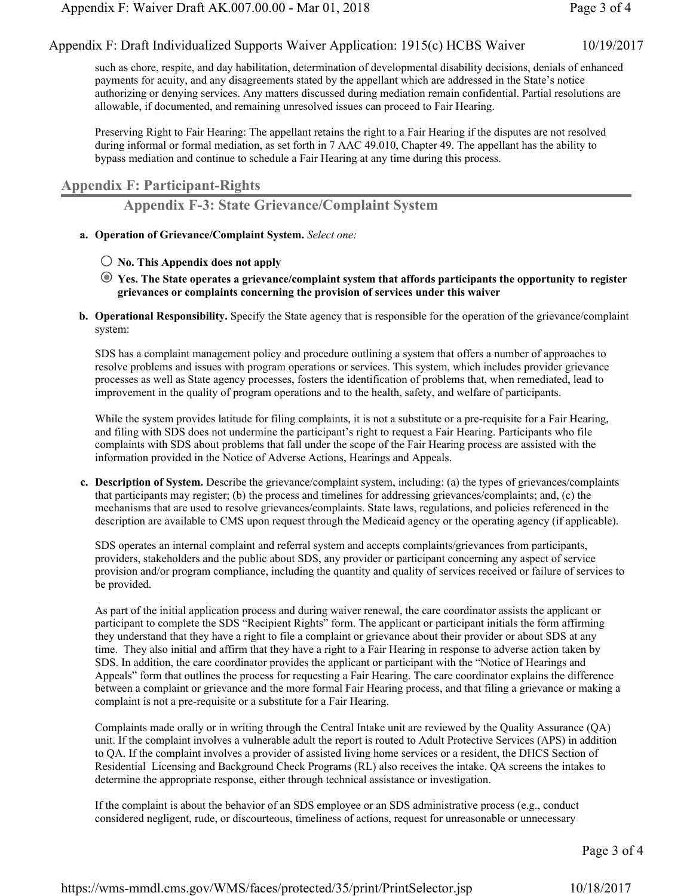such as chore, respite, and day habilitation, determination of developmental disability decisions, denials of enhanced payments for acuity, and any disagreements stated by the appellant which are addressed in the State's notice authorizing or denying services. Any matters discussed during mediation remain confidential. Partial resolutions are allowable, if documented, and remaining unresolved issues can proceed to Fair Hearing.

Preserving Right to Fair Hearing: The appellant retains the right to a Fair Hearing if the disputes are not resolved during informal or formal mediation, as set forth in 7 AAC 49.010, Chapter 49. The appellant has the ability to bypass mediation and continue to schedule a Fair Hearing at any time during this process.

## Appendix F: Participant-Rights

### Appendix F-3: State Grievance/Complaint System

**a. Operation of Grievance/Complaint System.** *Select one:*

- ○ **No. This Appendix does not apply**
- ◉ **Yes. The State operates a grievance/complaint system that affords participants the opportunity to register grievances or complaints concerning the provision of services under this waiver**

**b. Operational Responsibility.** Specify the State agency that is responsible for the operation of the grievance/complaint system:

SDS has a complaint management policy and procedure outlining a system that offers a number of approaches to resolve problems and issues with program operations or services. This system, which includes provider grievance processes as well as State agency processes, fosters the identification of problems that, when remediated, lead to improvement in the quality of program operations and to the health, safety, and welfare of participants.

While the system provides latitude for filing complaints, it is not a substitute or a pre-requisite for a Fair Hearing, and filing with SDS does not undermine the participant's right to request a Fair Hearing. Participants who file complaints with SDS about problems that fall under the scope of the Fair Hearing process are assisted with the information provided in the Notice of Adverse Actions, Hearings and Appeals.

**c. Description of System.** Describe the grievance/complaint system, including: (a) the types of grievances/complaints that participants may register; (b) the process and timelines for addressing grievances/complaints; and, (c) the mechanisms that are used to resolve grievances/complaints. State laws, regulations, and policies referenced in the description are available to CMS upon request through the Medicaid agency or the operating agency (if applicable).

SDS operates an internal complaint and referral system and accepts complaints/grievances from participants, providers, stakeholders and the public about SDS, any provider or participant concerning any aspect of service provision and/or program compliance, including the quantity and quality of services received or failure of services to be provided.

As part of the initial application process and during waiver renewal, the care coordinator assists the applicant or participant to complete the SDS "Recipient Rights" form. The applicant or participant initials the form affirming they understand that they have a right to file a complaint or grievance about their provider or about SDS at any time. They also initial and affirm that they have a right to a Fair Hearing in response to adverse action taken by SDS. In addition, the care coordinator provides the applicant or participant with the "Notice of Hearings and Appeals" form that outlines the process for requesting a Fair Hearing. The care coordinator explains the difference between a complaint or grievance and the more formal Fair Hearing process, and that filing a grievance or making a complaint is not a pre-requisite or a substitute for a Fair Hearing.

Complaints made orally or in writing through the Central Intake unit are reviewed by the Quality Assurance (QA) unit. If the complaint involves a vulnerable adult the report is routed to Adult Protective Services (APS) in addition to QA. If the complaint involves a provider of assisted living home services or a resident, the DHCS Section of Residential Licensing and Background Check Programs (RL) also receives the intake. QA screens the intakes to determine the appropriate response, either through technical assistance or investigation.

If the complaint is about the behavior of an SDS employee or an SDS administrative process (e.g., conduct considered negligent, rude, or discourteous, timeliness of actions, request for unreasonable or unnecessary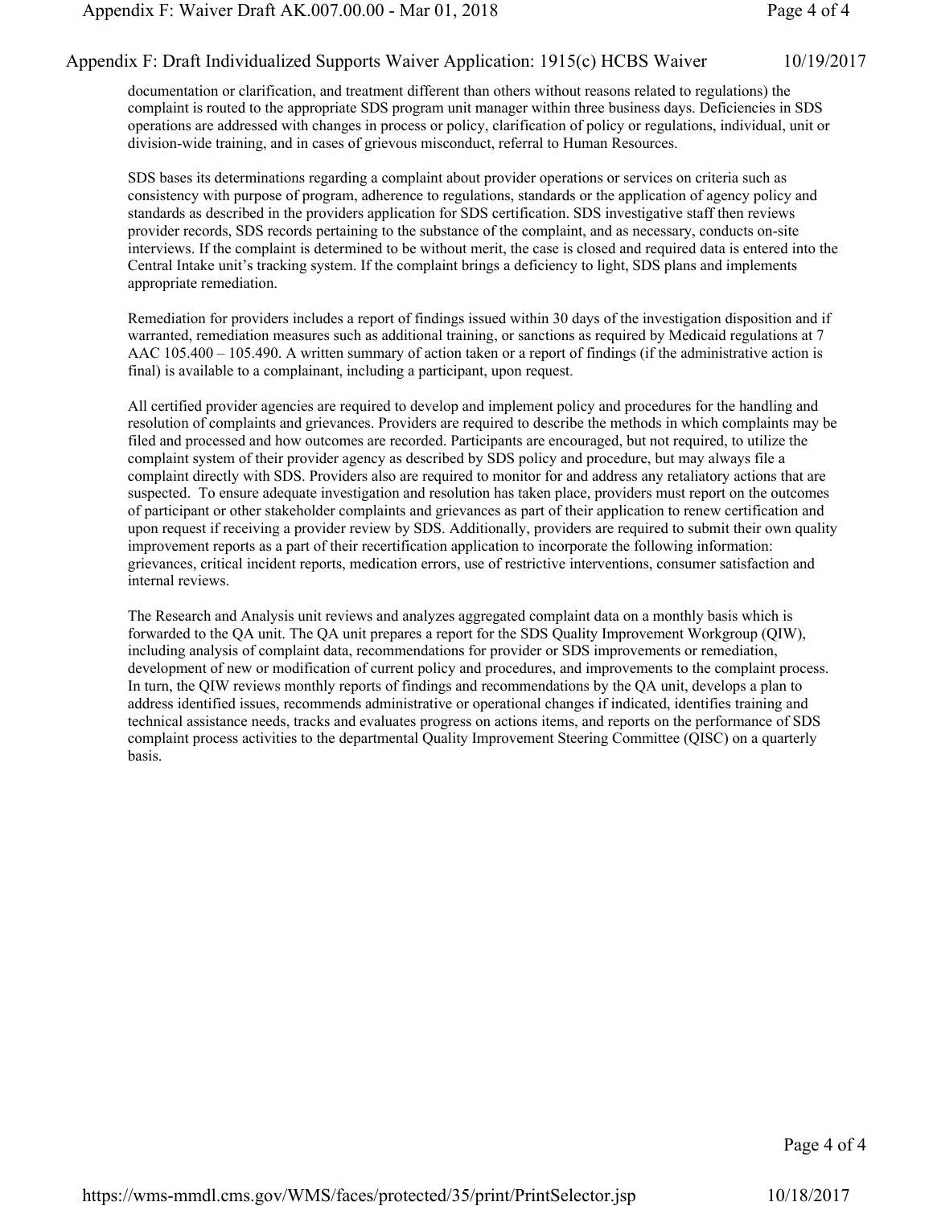documentation or clarification, and treatment different than others without reasons related to regulations) the complaint is routed to the appropriate SDS program unit manager within three business days. Deficiencies in SDS operations are addressed with changes in process or policy, clarification of policy or regulations, individual, unit or division-wide training, and in cases of grievous misconduct, referral to Human Resources.

SDS bases its determinations regarding a complaint about provider operations or services on criteria such as consistency with purpose of program, adherence to regulations, standards or the application of agency policy and standards as described in the providers application for SDS certification. SDS investigative staff then reviews provider records, SDS records pertaining to the substance of the complaint, and as necessary, conducts on-site interviews. If the complaint is determined to be without merit, the case is closed and required data is entered into the Central Intake unit's tracking system. If the complaint brings a deficiency to light, SDS plans and implements appropriate remediation.

Remediation for providers includes a report of findings issued within 30 days of the investigation disposition and if warranted, remediation measures such as additional training, or sanctions as required by Medicaid regulations at 7 AAC 105.400 – 105.490. A written summary of action taken or a report of findings (if the administrative action is final) is available to a complainant, including a participant, upon request.

All certified provider agencies are required to develop and implement policy and procedures for the handling and resolution of complaints and grievances. Providers are required to describe the methods in which complaints may be filed and processed and how outcomes are recorded. Participants are encouraged, but not required, to utilize the complaint system of their provider agency as described by SDS policy and procedure, but may always file a complaint directly with SDS. Providers also are required to monitor for and address any retaliatory actions that are suspected. To ensure adequate investigation and resolution has taken place, providers must report on the outcomes of participant or other stakeholder complaints and grievances as part of their application to renew certification and upon request if receiving a provider review by SDS. Additionally, providers are required to submit their own quality improvement reports as a part of their recertification application to incorporate the following information: grievances, critical incident reports, medication errors, use of restrictive interventions, consumer satisfaction and internal reviews.

The Research and Analysis unit reviews and analyzes aggregated complaint data on a monthly basis which is forwarded to the QA unit. The QA unit prepares a report for the SDS Quality Improvement Workgroup (QIW), including analysis of complaint data, recommendations for provider or SDS improvements or remediation, development of new or modification of current policy and procedures, and improvements to the complaint process. In turn, the QIW reviews monthly reports of findings and recommendations by the QA unit, develops a plan to address identified issues, recommends administrative or operational changes if indicated, identifies training and technical assistance needs, tracks and evaluates progress on actions items, and reports on the performance of SDS complaint process activities to the departmental Quality Improvement Steering Committee (QISC) on a quarterly basis.